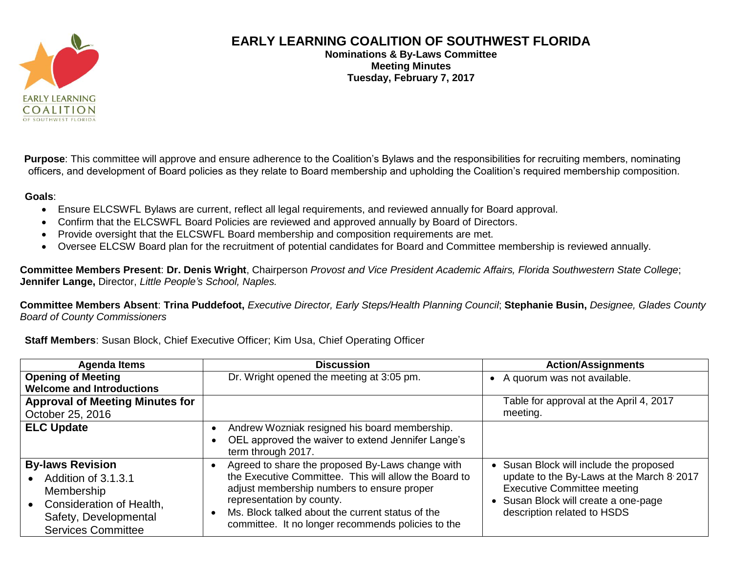# EARLY LEARNING COALITION OF SOUTHWEST FLORIDA

**Nominations & By-Laws Committee**
**Meeting Minutes**
**Tuesday, February 7, 2017**

**Purpose**: This committee will approve and ensure adherence to the Coalition's Bylaws and the responsibilities for recruiting members, nominating officers, and development of Board policies as they relate to Board membership and upholding the Coalition's required membership composition.

**Goals**:

- Ensure ELCSWFL Bylaws are current, reflect all legal requirements, and reviewed annually for Board approval.
- Confirm that the ELCSWFL Board Policies are reviewed and approved annually by Board of Directors.
- Provide oversight that the ELCSWFL Board membership and composition requirements are met.
- Oversee ELCSW Board plan for the recruitment of potential candidates for Board and Committee membership is reviewed annually.

**Committee Members Present**: **Dr. Denis Wright**, Chairperson *Provost and Vice President Academic Affairs, Florida Southwestern State College*; **Jennifer Lange,** Director, *Little People's School, Naples.*

**Committee Members Absent**: **Trina Puddefoot,** *Executive Director, Early Steps/Health Planning Council*; **Stephanie Busin,** *Designee, Glades County Board of County Commissioners*

**Staff Members**: Susan Block, Chief Executive Officer; Kim Usa, Chief Operating Officer

| Agenda Items | Discussion | Action/Assignments |
|---|---|---|
| **Opening of Meeting**<br>**Welcome and Introductions** | Dr. Wright opened the meeting at 3:05 pm. | • A quorum was not available. |
| **Approval of Meeting Minutes for** October 25, 2016 | | Table for approval at the April 4, 2017 meeting. |
| **ELC Update** | • Andrew Wozniak resigned his board membership.<br>• OEL approved the waiver to extend Jennifer Lange's term through 2017. | |
| **By-laws Revision**<br>• Addition of 3.1.3.1 Membership<br>• Consideration of Health, Safety, Developmental Services Committee | • Agreed to share the proposed By-Laws change with the Executive Committee. This will allow the Board to adjust membership numbers to ensure proper representation by county.<br>• Ms. Block talked about the current status of the committee. It no longer recommends policies to the | • Susan Block will include the proposed update to the By-Laws at the March 8, 2017 Executive Committee meeting<br>• Susan Block will create a one-page description related to HSDS |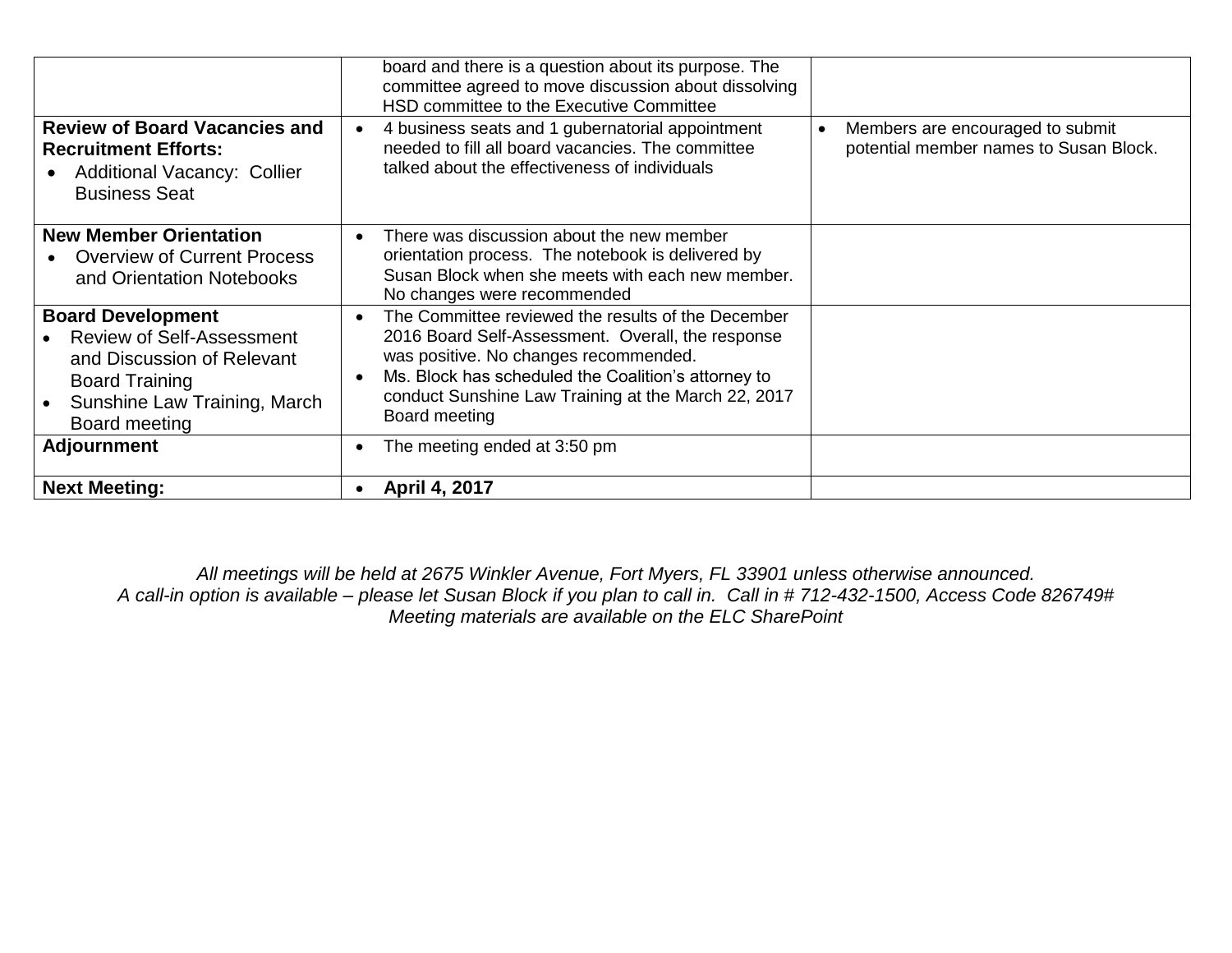| | | |
|---|---|---|
| | board and there is a question about its purpose. The committee agreed to move discussion about dissolving HSD committee to the Executive Committee | |
| **Review of Board Vacancies and Recruitment Efforts:**<br>• Additional Vacancy: Collier Business Seat | • 4 business seats and 1 gubernatorial appointment needed to fill all board vacancies. The committee talked about the effectiveness of individuals | • Members are encouraged to submit potential member names to Susan Block. |
| **New Member Orientation**<br>• Overview of Current Process and Orientation Notebooks | • There was discussion about the new member orientation process. The notebook is delivered by Susan Block when she meets with each new member. No changes were recommended | |
| **Board Development**<br>• Review of Self-Assessment and Discussion of Relevant Board Training<br>• Sunshine Law Training, March Board meeting | • The Committee reviewed the results of the December 2016 Board Self-Assessment. Overall, the response was positive. No changes recommended.<br>• Ms. Block has scheduled the Coalition's attorney to conduct Sunshine Law Training at the March 22, 2017 Board meeting | |
| **Adjournment** | • The meeting ended at 3:50 pm | |
| **Next Meeting:** | • **April 4, 2017** | |

*All meetings will be held at 2675 Winkler Avenue, Fort Myers, FL 33901 unless otherwise announced.*
*A call-in option is available – please let Susan Block if you plan to call in. Call in # 712-432-1500, Access Code 826749#*
*Meeting materials are available on the ELC SharePoint*